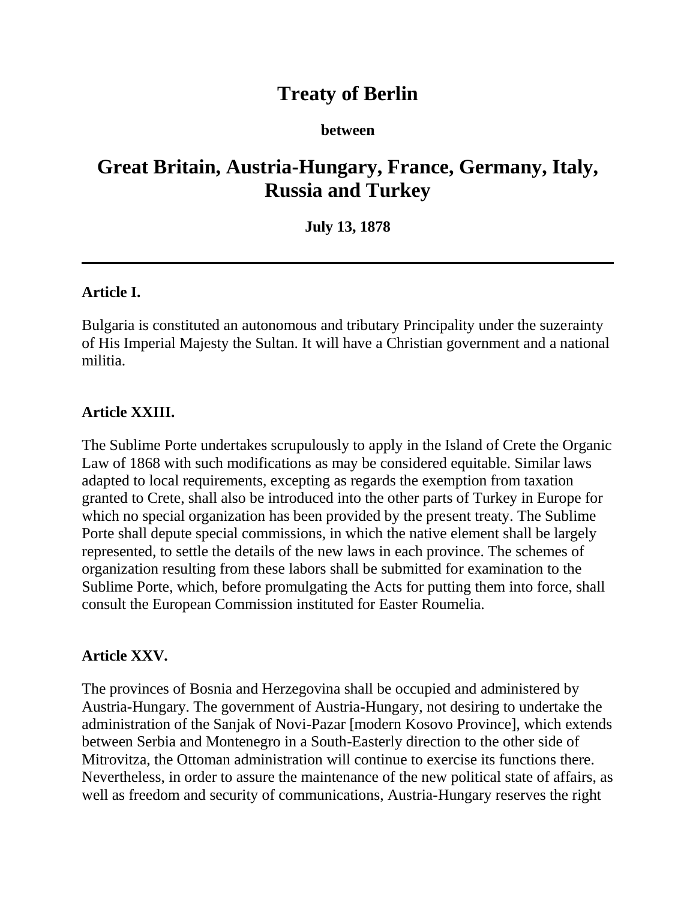# Treaty of Berlin

**between**

## Great Britain, Austria-Hungary, France, Germany, Italy, Russia and Turkey

**July 13, 1878**

---

### Article I.

Bulgaria is constituted an autonomous and tributary Principality under the suzerainty of His Imperial Majesty the Sultan. It will have a Christian government and a national militia.

### Article XXIII.

The Sublime Porte undertakes scrupulously to apply in the Island of Crete the Organic Law of 1868 with such modifications as may be considered equitable. Similar laws adapted to local requirements, excepting as regards the exemption from taxation granted to Crete, shall also be introduced into the other parts of Turkey in Europe for which no special organization has been provided by the present treaty. The Sublime Porte shall depute special commissions, in which the native element shall be largely represented, to settle the details of the new laws in each province. The schemes of organization resulting from these labors shall be submitted for examination to the Sublime Porte, which, before promulgating the Acts for putting them into force, shall consult the European Commission instituted for Easter Roumelia.

### Article XXV.

The provinces of Bosnia and Herzegovina shall be occupied and administered by Austria-Hungary. The government of Austria-Hungary, not desiring to undertake the administration of the Sanjak of Novi-Pazar [modern Kosovo Province], which extends between Serbia and Montenegro in a South-Easterly direction to the other side of Mitrovitza, the Ottoman administration will continue to exercise its functions there. Nevertheless, in order to assure the maintenance of the new political state of affairs, as well as freedom and security of communications, Austria-Hungary reserves the right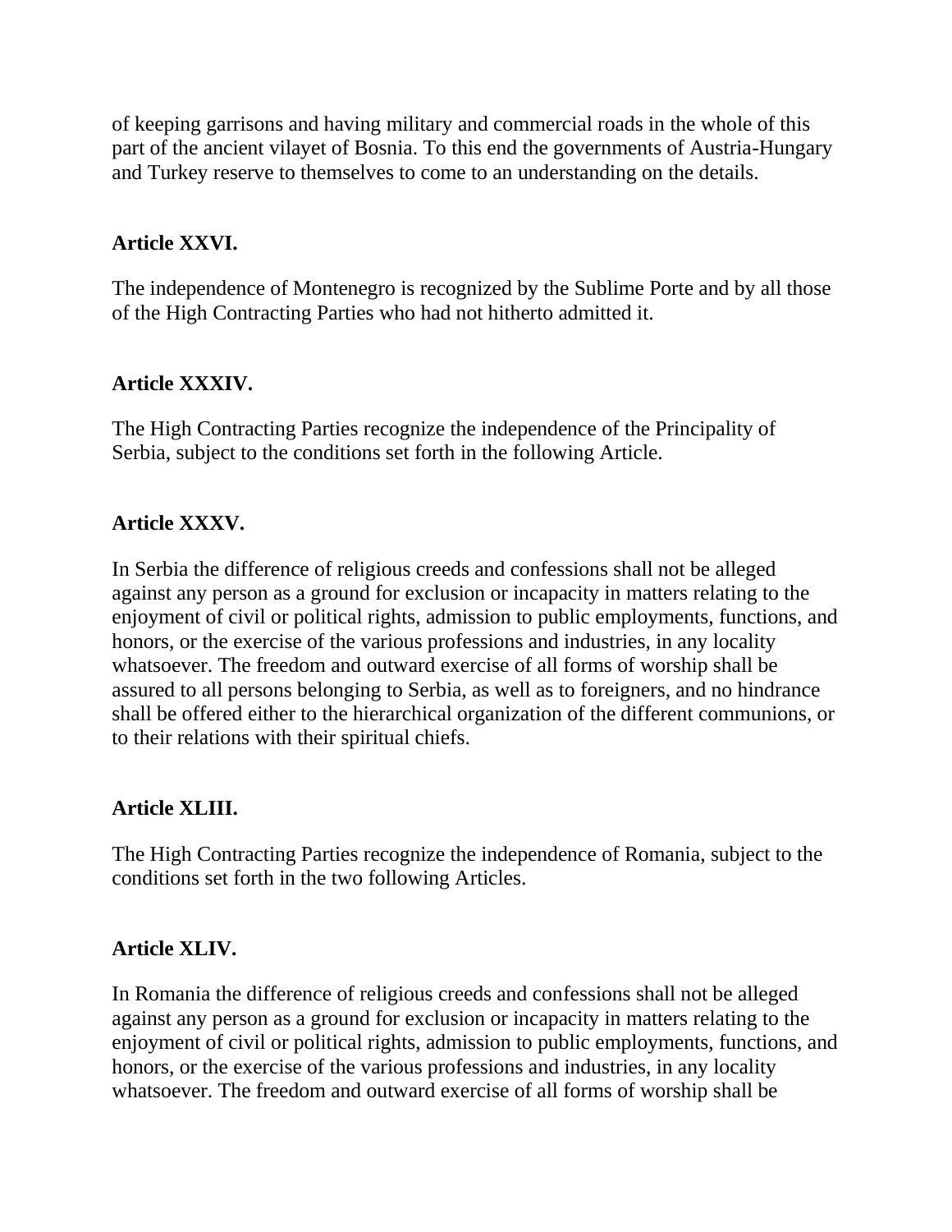of keeping garrisons and having military and commercial roads in the whole of this part of the ancient vilayet of Bosnia. To this end the governments of Austria-Hungary and Turkey reserve to themselves to come to an understanding on the details.

**Article XXVI.**

The independence of Montenegro is recognized by the Sublime Porte and by all those of the High Contracting Parties who had not hitherto admitted it.

**Article XXXIV.**

The High Contracting Parties recognize the independence of the Principality of Serbia, subject to the conditions set forth in the following Article.

**Article XXXV.**

In Serbia the difference of religious creeds and confessions shall not be alleged against any person as a ground for exclusion or incapacity in matters relating to the enjoyment of civil or political rights, admission to public employments, functions, and honors, or the exercise of the various professions and industries, in any locality whatsoever. The freedom and outward exercise of all forms of worship shall be assured to all persons belonging to Serbia, as well as to foreigners, and no hindrance shall be offered either to the hierarchical organization of the different communions, or to their relations with their spiritual chiefs.

**Article XLIII.**

The High Contracting Parties recognize the independence of Romania, subject to the conditions set forth in the two following Articles.

**Article XLIV.**

In Romania the difference of religious creeds and confessions shall not be alleged against any person as a ground for exclusion or incapacity in matters relating to the enjoyment of civil or political rights, admission to public employments, functions, and honors, or the exercise of the various professions and industries, in any locality whatsoever. The freedom and outward exercise of all forms of worship shall be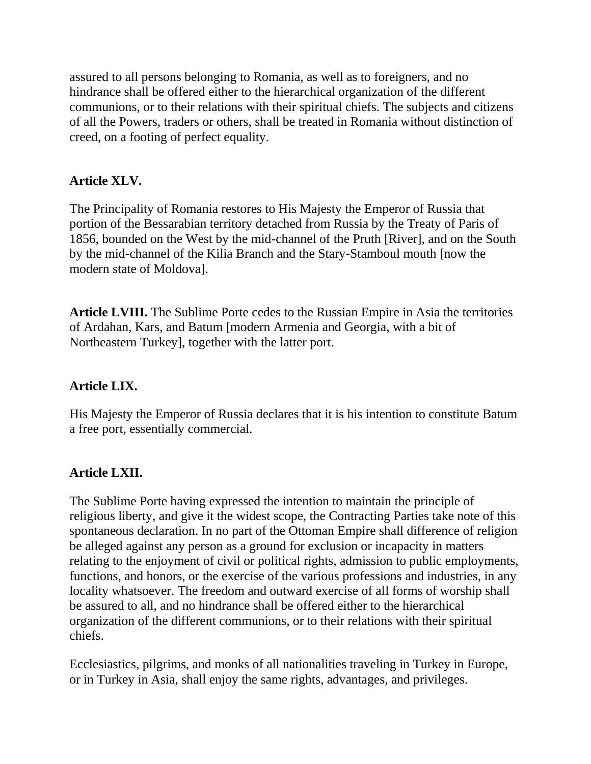assured to all persons belonging to Romania, as well as to foreigners, and no hindrance shall be offered either to the hierarchical organization of the different communions, or to their relations with their spiritual chiefs. The subjects and citizens of all the Powers, traders or others, shall be treated in Romania without distinction of creed, on a footing of perfect equality.

**Article XLV.**

The Principality of Romania restores to His Majesty the Emperor of Russia that portion of the Bessarabian territory detached from Russia by the Treaty of Paris of 1856, bounded on the West by the mid-channel of the Pruth [River], and on the South by the mid-channel of the Kilia Branch and the Stary-Stamboul mouth [now the modern state of Moldova].

**Article LVIII.** The Sublime Porte cedes to the Russian Empire in Asia the territories of Ardahan, Kars, and Batum [modern Armenia and Georgia, with a bit of Northeastern Turkey], together with the latter port.

**Article LIX.**

His Majesty the Emperor of Russia declares that it is his intention to constitute Batum a free port, essentially commercial.

**Article LXII.**

The Sublime Porte having expressed the intention to maintain the principle of religious liberty, and give it the widest scope, the Contracting Parties take note of this spontaneous declaration. In no part of the Ottoman Empire shall difference of religion be alleged against any person as a ground for exclusion or incapacity in matters relating to the enjoyment of civil or political rights, admission to public employments, functions, and honors, or the exercise of the various professions and industries, in any locality whatsoever. The freedom and outward exercise of all forms of worship shall be assured to all, and no hindrance shall be offered either to the hierarchical organization of the different communions, or to their relations with their spiritual chiefs.

Ecclesiastics, pilgrims, and monks of all nationalities traveling in Turkey in Europe, or in Turkey in Asia, shall enjoy the same rights, advantages, and privileges.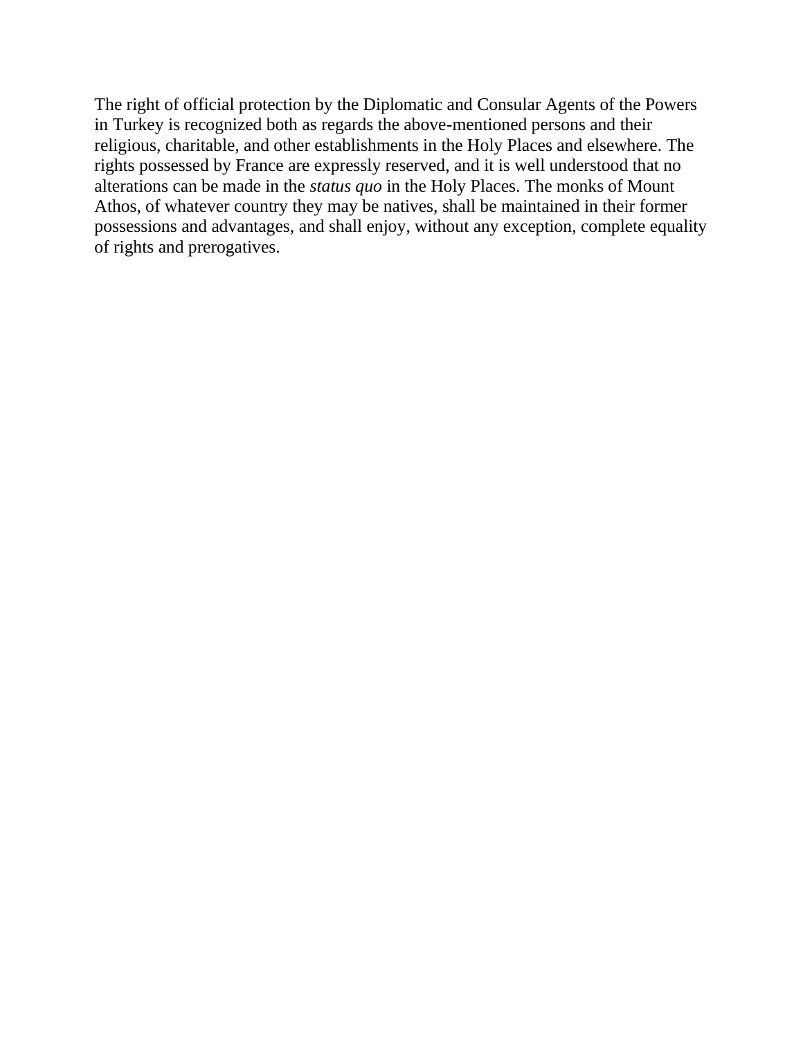The right of official protection by the Diplomatic and Consular Agents of the Powers in Turkey is recognized both as regards the above-mentioned persons and their religious, charitable, and other establishments in the Holy Places and elsewhere. The rights possessed by France are expressly reserved, and it is well understood that no alterations can be made in the *status quo* in the Holy Places. The monks of Mount Athos, of whatever country they may be natives, shall be maintained in their former possessions and advantages, and shall enjoy, without any exception, complete equality of rights and prerogatives.